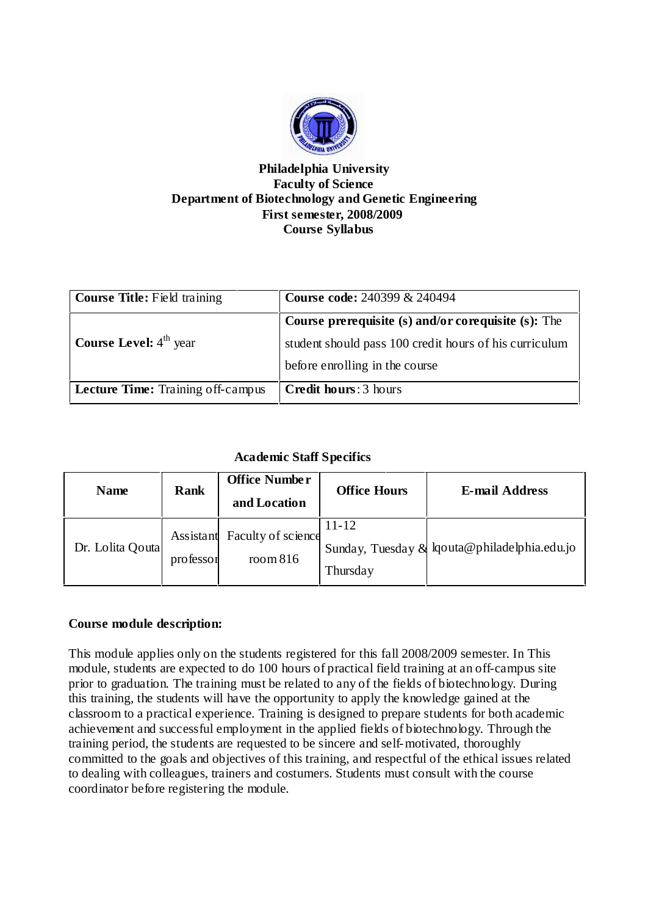**Philadelphia University**
**Faculty of Science**
**Department of Biotechnology and Genetic Engineering**
**First semester, 2008/2009**
**Course Syllabus**

| **Course Title:** Field training | **Course code:** 240399 & 240494 |
|---|---|
| **Course Level:** 4th year | **Course prerequisite (s) and/or corequisite (s):** The student should pass 100 credit hours of his curriculum before enrolling in the course |
| **Lecture Time:** Training off-campus | **Credit hours**: 3 hours |

**Academic Staff Specifics**

| Name | Rank | Office Number and Location | Office Hours | E-mail Address |
|---|---|---|---|---|
| Dr. Lolita Qouta | Assistant professor | Faculty of science room 816 | 11-12 Sunday, Tuesday & Thursday | lqouta@philadelphia.edu.jo |

**Course module description:**

This module applies only on the students registered for this fall 2008/2009 semester. In This module, students are expected to do 100 hours of practical field training at an off-campus site prior to graduation. The training must be related to any of the fields of biotechnology. During this training, the students will have the opportunity to apply the knowledge gained at the classroom to a practical experience. Training is designed to prepare students for both academic achievement and successful employment in the applied fields of biotechnology. Through the training period, the students are requested to be sincere and self-motivated, thoroughly committed to the goals and objectives of this training, and respectful of the ethical issues related to dealing with colleagues, trainers and costumers. Students must consult with the course coordinator before registering the module.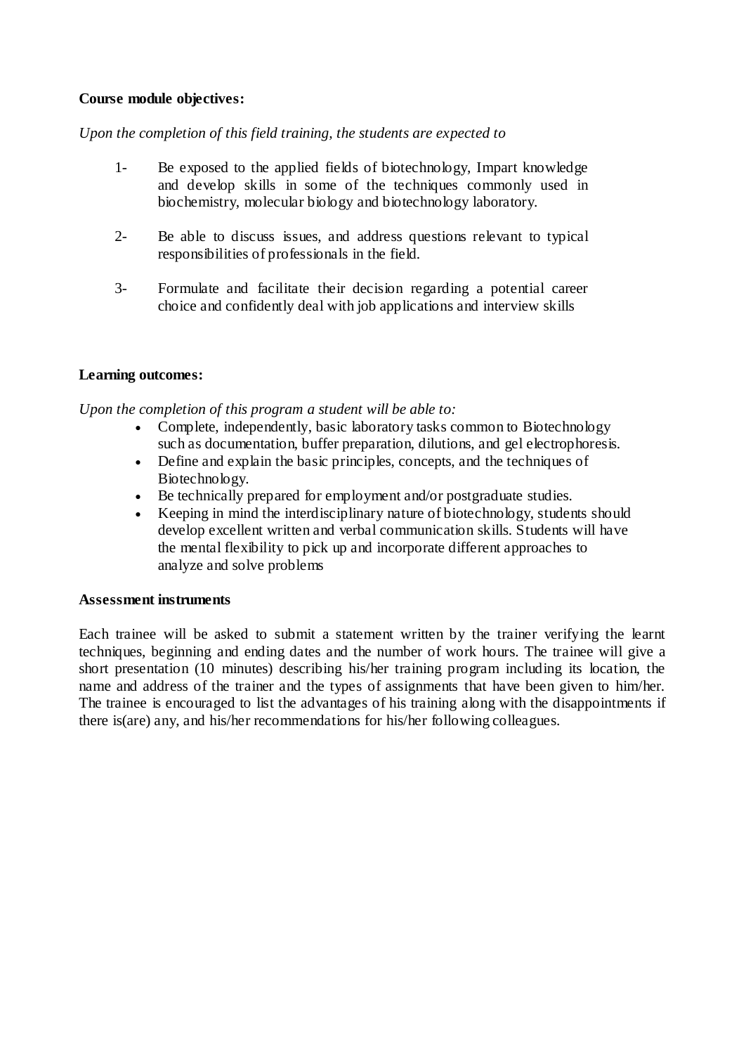**Course module objectives:**

*Upon the completion of this field training, the students are expected to*

1- Be exposed to the applied fields of biotechnology, Impart knowledge and develop skills in some of the techniques commonly used in biochemistry, molecular biology and biotechnology laboratory.

2- Be able to discuss issues, and address questions relevant to typical responsibilities of professionals in the field.

3- Formulate and facilitate their decision regarding a potential career choice and confidently deal with job applications and interview skills

**Learning outcomes:**

*Upon the completion of this program a student will be able to:*

- Complete, independently, basic laboratory tasks common to Biotechnology such as documentation, buffer preparation, dilutions, and gel electrophoresis.
- Define and explain the basic principles, concepts, and the techniques of Biotechnology.
- Be technically prepared for employment and/or postgraduate studies.
- Keeping in mind the interdisciplinary nature of biotechnology, students should develop excellent written and verbal communication skills. Students will have the mental flexibility to pick up and incorporate different approaches to analyze and solve problems

**Assessment instruments**

Each trainee will be asked to submit a statement written by the trainer verifying the learnt techniques, beginning and ending dates and the number of work hours. The trainee will give a short presentation (10 minutes) describing his/her training program including its location, the name and address of the trainer and the types of assignments that have been given to him/her. The trainee is encouraged to list the advantages of his training along with the disappointments if there is(are) any, and his/her recommendations for his/her following colleagues.